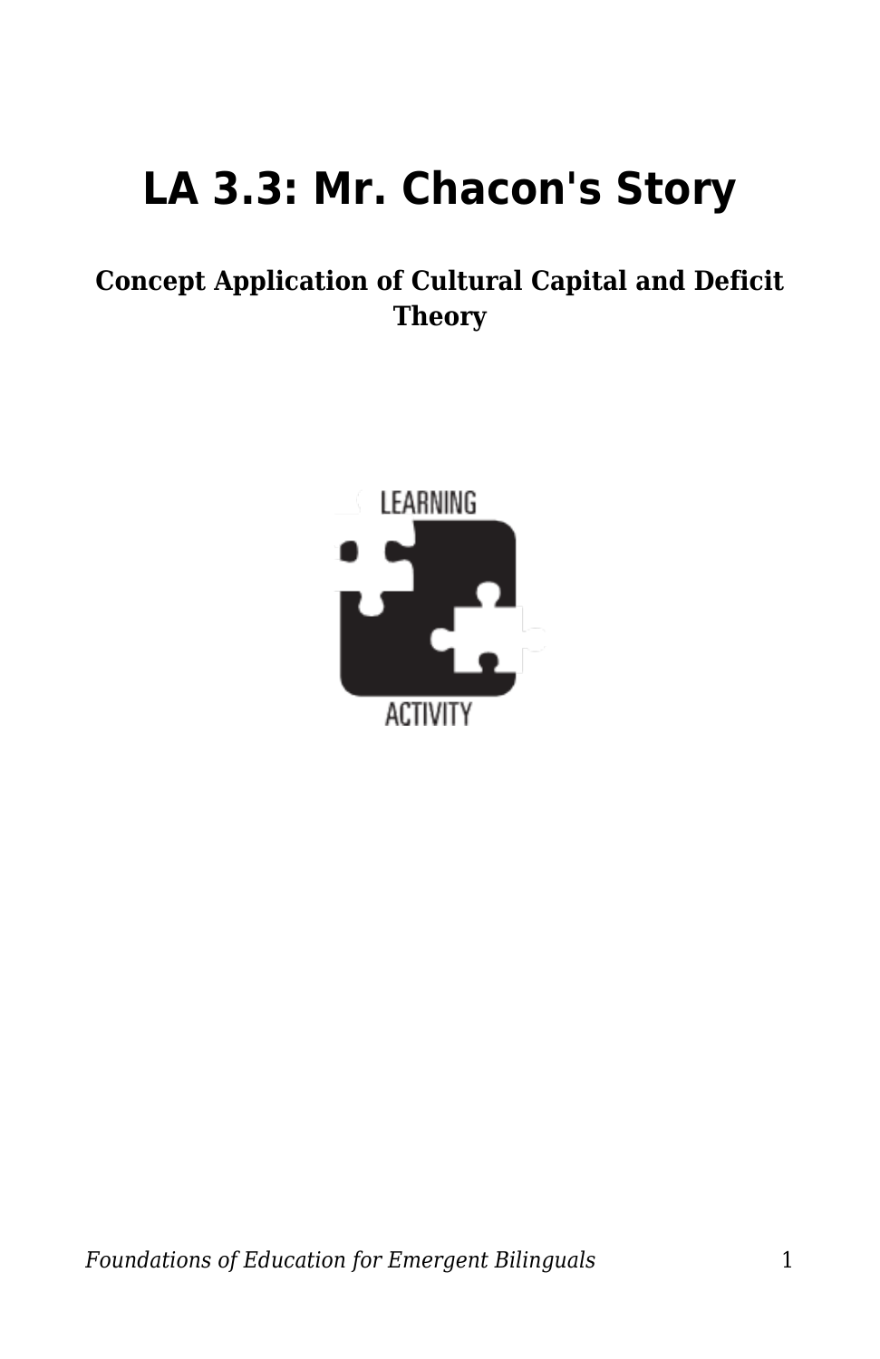# LA 3.3: Mr. Chacon's Story

**Concept Application of Cultural Capital and Deficit Theory**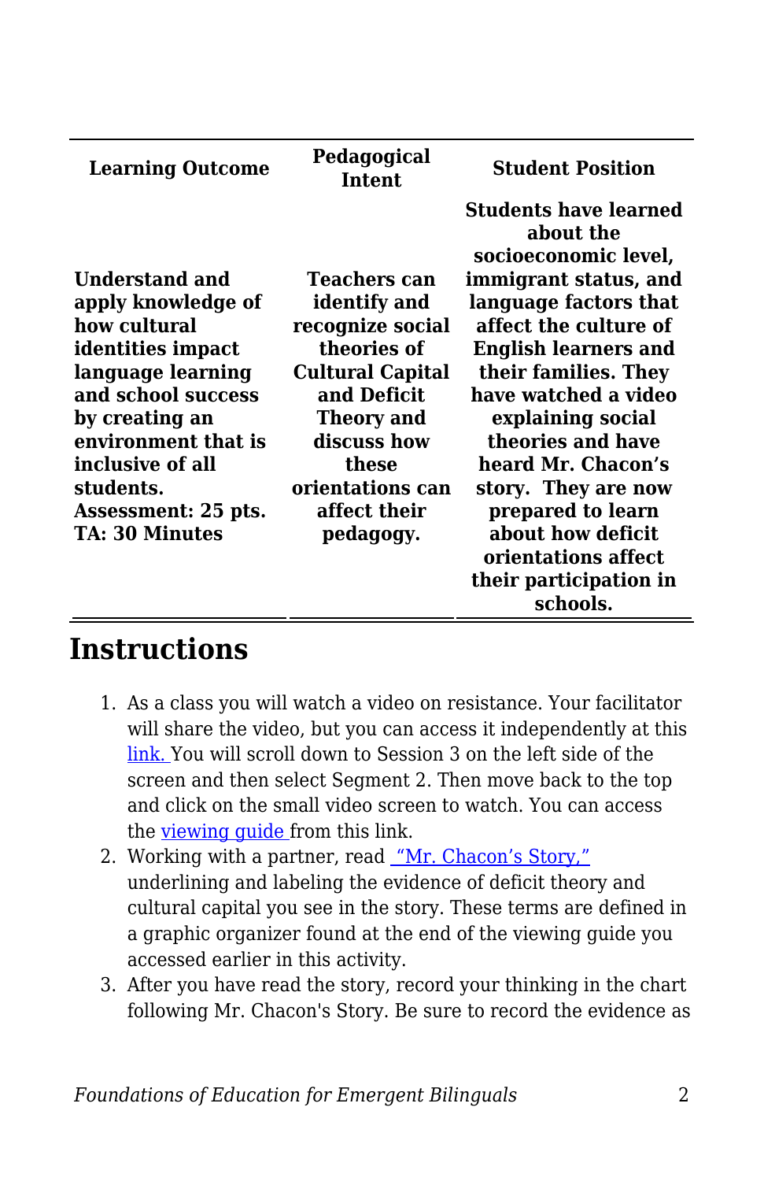| Learning Outcome | Pedagogical Intent | Student Position |
|---|---|---|
| **Understand and apply knowledge of how cultural identities impact language learning and school success by creating an environment that is inclusive of all students. Assessment: 25 pts. TA: 30 Minutes** | **Teachers can identify and recognize social theories of Cultural Capital and Deficit Theory and discuss how these orientations can affect their pedagogy.** | **Students have learned about the socioeconomic level, immigrant status, and language factors that affect the culture of English learners and their families. They have watched a video explaining social theories and have heard Mr. Chacon's story. They are now prepared to learn about how deficit orientations affect their participation in schools.** |

## Instructions

1. As a class you will watch a video on resistance. Your facilitator will share the video, but you can access it independently at this [link.](link) You will scroll down to Session 3 on the left side of the screen and then select Segment 2. Then move back to the top and click on the small video screen to watch. You can access the [viewing guide](viewing guide) from this link.
2. Working with a partner, read ["Mr. Chacon's Story,"](Mr. Chacon's Story) underlining and labeling the evidence of deficit theory and cultural capital you see in the story. These terms are defined in a graphic organizer found at the end of the viewing guide you accessed earlier in this activity.
3. After you have read the story, record your thinking in the chart following Mr. Chacon's Story. Be sure to record the evidence as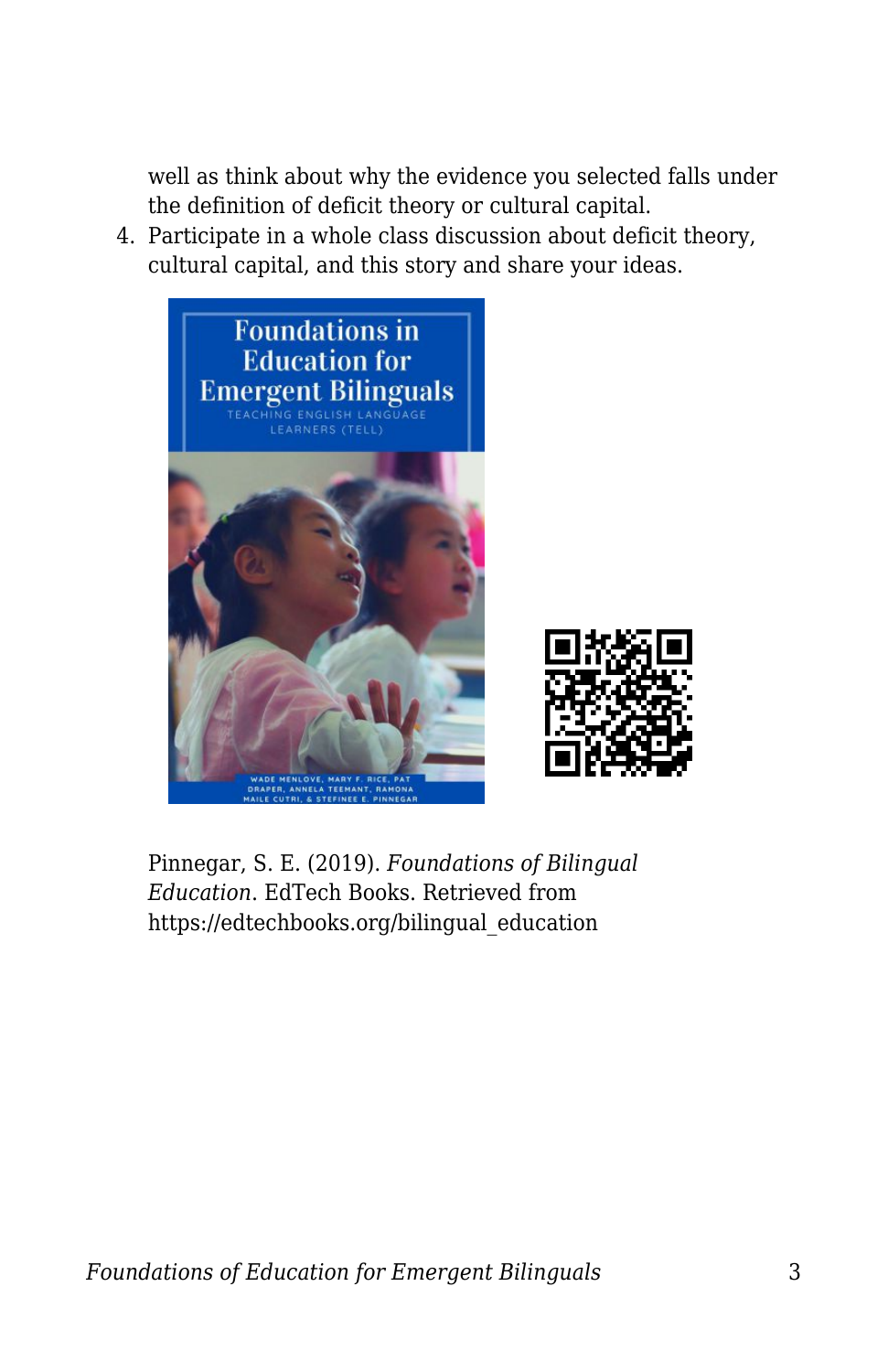well as think about why the evidence you selected falls under the definition of deficit theory or cultural capital.

4. Participate in a whole class discussion about deficit theory, cultural capital, and this story and share your ideas.

Pinnegar, S. E. (2019). *Foundations of Bilingual Education*. EdTech Books. Retrieved from https://edtechbooks.org/bilingual_education